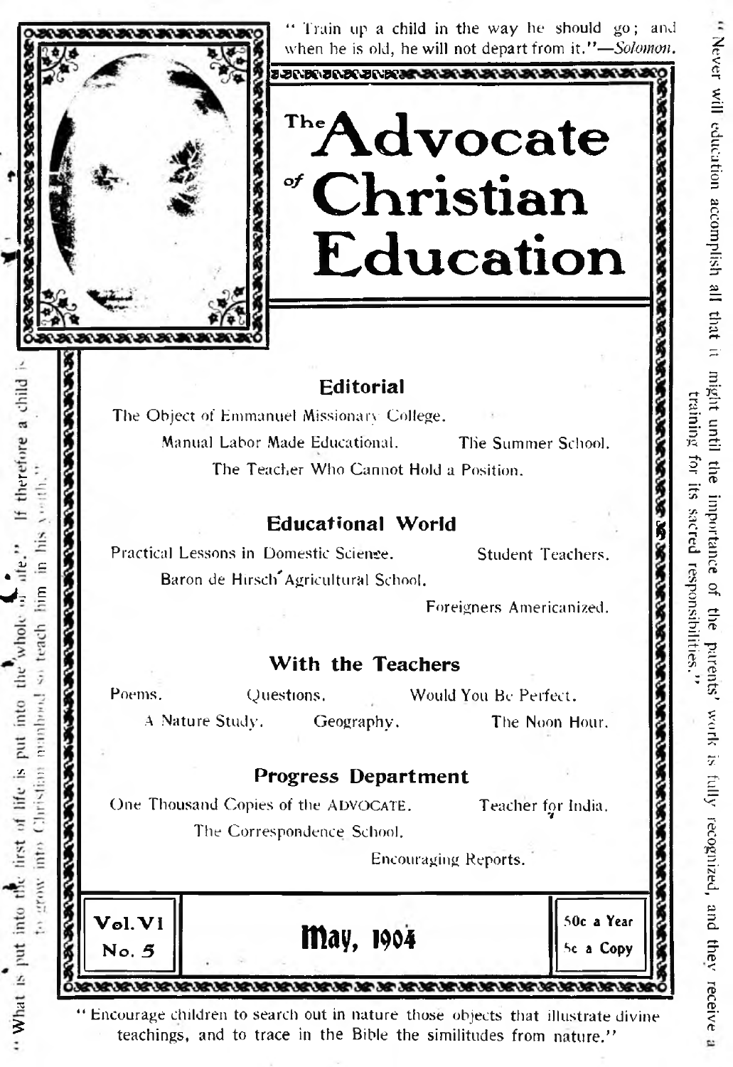"Train up a child in the way he should go; and when he is old, he will not depart from it."—*Solomon.*

# The Advocate of Christian Education

## Editorial

The Object of Emmanuel Missionary College.

Manual Labor Made Educational.

The Summer School.

The Teacher Who Cannot Hold a Position.

## Educational World

Practical Lessons in Domestic Science.

Student Teachers.

Baron de Hirsch Agricultural School.

Foreigners Americanized.

## With the Teachers

Poems.

Questions.

Would You Be Perfect.

A Nature Study.

Geography.

The Noon Hour.

## Progress Department

One Thousand Copies of the ADVOCATE.

Teacher for India.

The Correspondence School.

Encouraging Reports.

Vol. VI No. 5

May, 1904

50c a Year 5c a Copy

"What is put into the first of life is put into the whole of life." If therefore a child is to grow into Christian manhood so teach him in his youth."

"Never will education accomplish all that it might until the importance of the parents' work is fully recognized, and they receive a training for its sacred responsibilities."

"Encourage children to search out in nature those objects that illustrate divine teachings, and to trace in the Bible the similitudes from nature."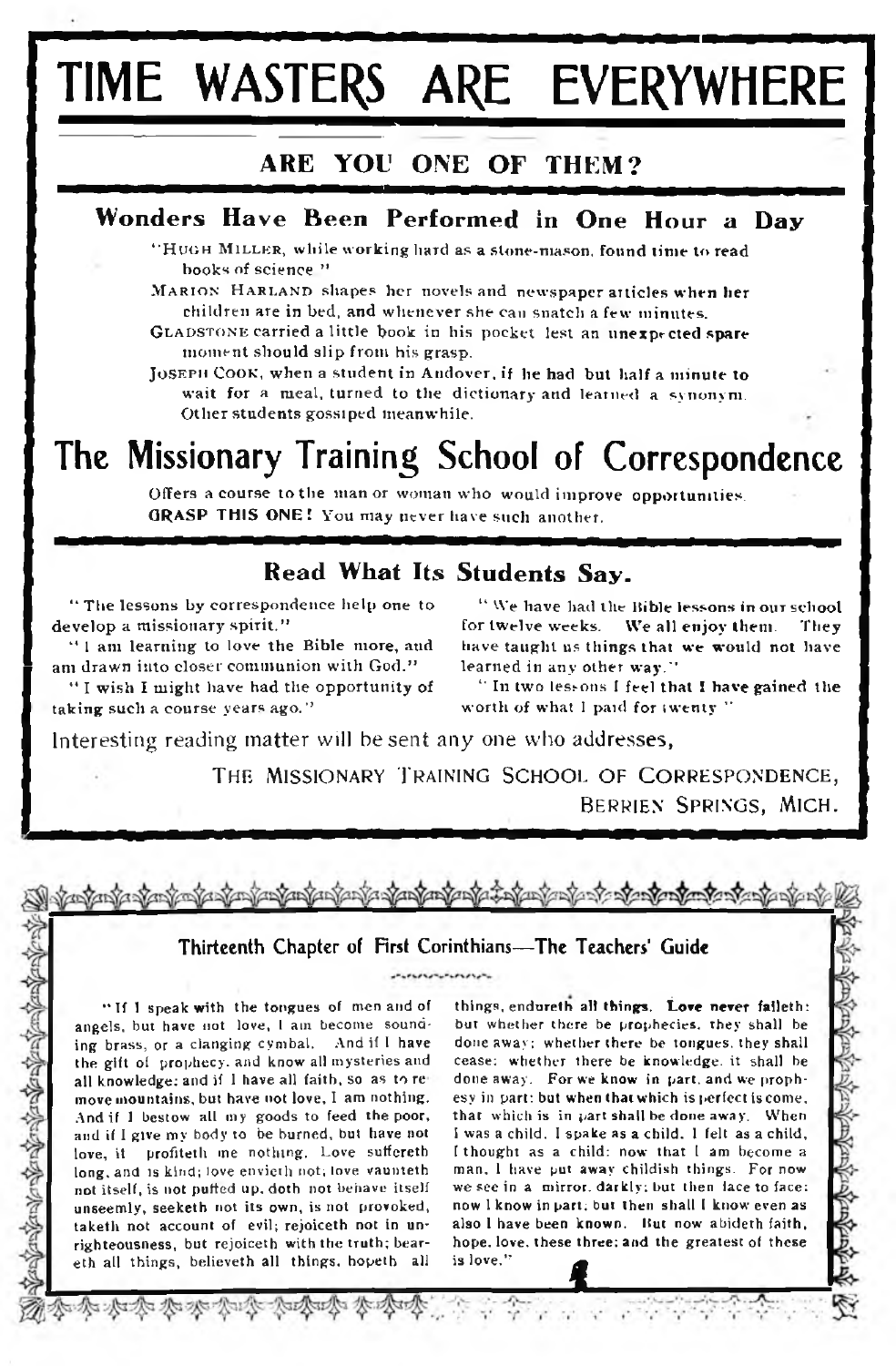# TIME WASTERS ARE EVERYWHERE

## ARE YOU ONE OF THEM?

### Wonders Have Been Performed in One Hour a Day

"HUGH MILLER, while working hard as a stone-mason, found time to read books of science."

MARION HARLAND shapes her novels and newspaper articles when her children are in bed, and whenever she can snatch a few minutes.

GLADSTONE carried a little book in his pocket lest an unexpected spare moment should slip from his grasp.

JOSEPH COOK, when a student in Andover, if he had but half a minute to wait for a meal, turned to the dictionary and learned a synonym. Other students gossiped meanwhile.

# The Missionary Training School of Correspondence

Offers a course to the man or woman who would improve opportunities. **GRASP THIS ONE!** You may never have such another.

### Read What Its Students Say.

"The lessons by correspondence help one to develop a missionary spirit."

"I am learning to love the Bible more, and am drawn into closer communion with God."

"I wish I might have had the opportunity of taking such a course years ago."

"We have had the Bible lessons in our school for twelve weeks. We all enjoy them. They have taught us things that we would not have learned in any other way."

"In two lessons I feel that I have gained the worth of what I paid for twenty."

Interesting reading matter will be sent any one who addresses,

THE MISSIONARY TRAINING SCHOOL OF CORRESPONDENCE,
BERRIEN SPRINGS, MICH.

---

### Thirteenth Chapter of First Corinthians—The Teachers' Guide

"If I speak with the tongues of men and of angels, but have not love, I am become sounding brass, or a clanging cymbal. And if I have the gift of prophecy, and know all mysteries and all knowledge; and if I have all faith, so as to remove mountains, but have not love, I am nothing. And if I bestow all my goods to feed the poor, and if I give my body to be burned, but have not love, it profiteth me nothing. Love suffereth long, and is kind; love envieth not; love vaunteth not itself, is not puffed up, doth not behave itself unseemly, seeketh not its own, is not provoked, taketh not account of evil; rejoiceth not in unrighteousness, but rejoiceth with the truth; beareth all things, believeth all things, hopeth all things, endureth all things. Love never faileth: but whether there be prophecies, they shall be done away; whether there be tongues, they shall cease; whether there be knowledge, it shall be done away. For we know in part, and we prophesy in part: but when that which is perfect is come, that which is in part shall be done away. When I was a child, I spake as a child, I felt as a child, I thought as a child: now that I am become a man, I have put away childish things. For now we see in a mirror, darkly; but then face to face: now I know in part; but then shall I know even as also I have been known. But now abideth faith, hope, love, these three; and the greatest of these is love."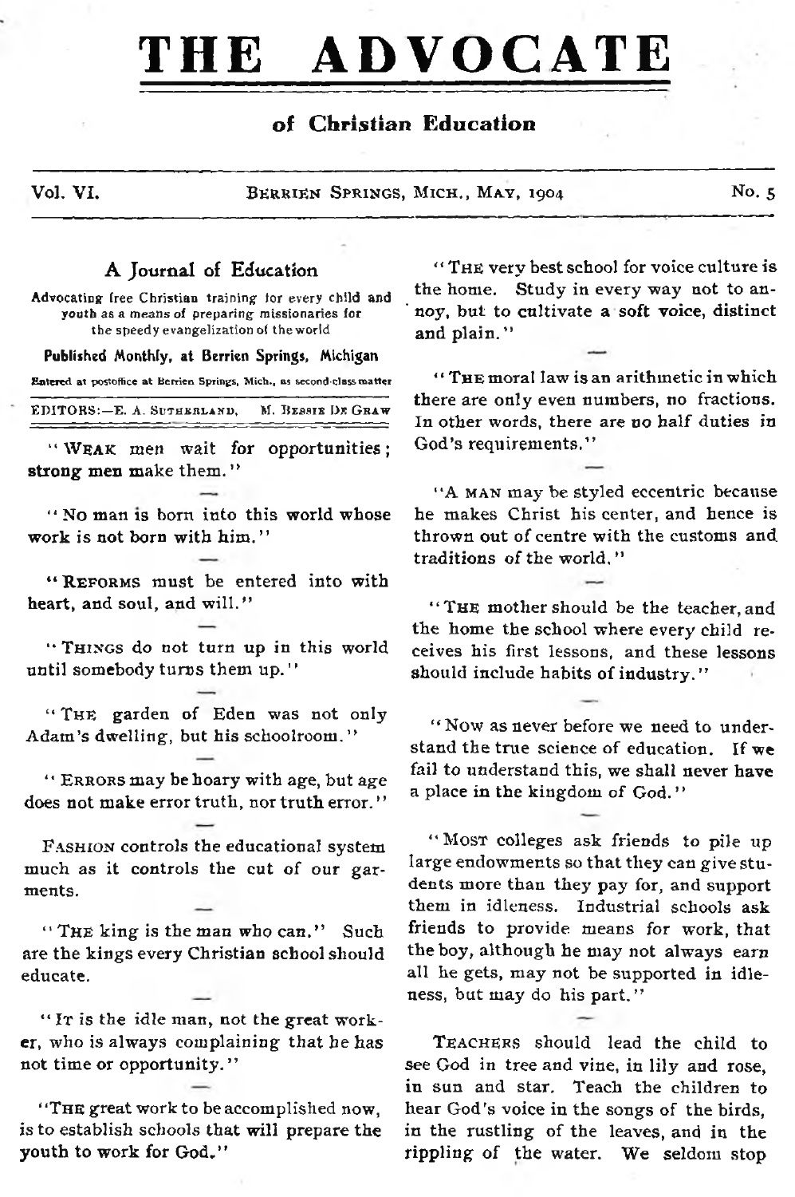# THE ADVOCATE

### of Christian Education

Vol. VI. BERRIEN SPRINGS, MICH., MAY, 1904 No. 5

## A Journal of Education

Advocating free Christian training for every child and youth as a means of preparing missionaries for the speedy evangelization of the world

**Published Monthly, at Berrien Springs, Michigan**

Entered at postoffice at Berrien Springs, Mich., as second-class matter

EDITORS:—E. A. SUTHERLAND, M. BESSIE DE GRAW

"WEAK men wait for opportunities; strong men make them."

"No man is born into this world whose work is not born with him."

"REFORMS must be entered into with heart, and soul, and will."

"THINGS do not turn up in this world until somebody turns them up."

"THE garden of Eden was not only Adam's dwelling, but his schoolroom."

"ERRORS may be hoary with age, but age does not make error truth, nor truth error."

FASHION controls the educational system much as it controls the cut of our garments.

"THE king is the man who can." Such are the kings every Christian school should educate.

"IT is the idle man, not the great worker, who is always complaining that he has not time or opportunity."

"THE great work to be accomplished now, is to establish schools that will prepare the youth to work for God."

"THE very best school for voice culture is the home. Study in every way not to annoy, but to cultivate a soft voice, distinct and plain."

"THE moral law is an arithmetic in which there are only even numbers, no fractions. In other words, there are no half duties in God's requirements."

"A MAN may be styled eccentric because he makes Christ his center, and hence is thrown out of centre with the customs and traditions of the world."

"THE mother should be the teacher, and the home the school where every child receives his first lessons, and these lessons should include habits of industry."

"Now as never before we need to understand the true science of education. If we fail to understand this, we shall never have a place in the kingdom of God."

"MOST colleges ask friends to pile up large endowments so that they can give students more than they pay for, and support them in idleness. Industrial schools ask friends to provide means for work, that the boy, although he may not always earn all he gets, may not be supported in idleness, but may do his part."

TEACHERS should lead the child to see God in tree and vine, in lily and rose, in sun and star. Teach the children to hear God's voice in the songs of the birds, in the rustling of the leaves, and in the rippling of the water. We seldom stop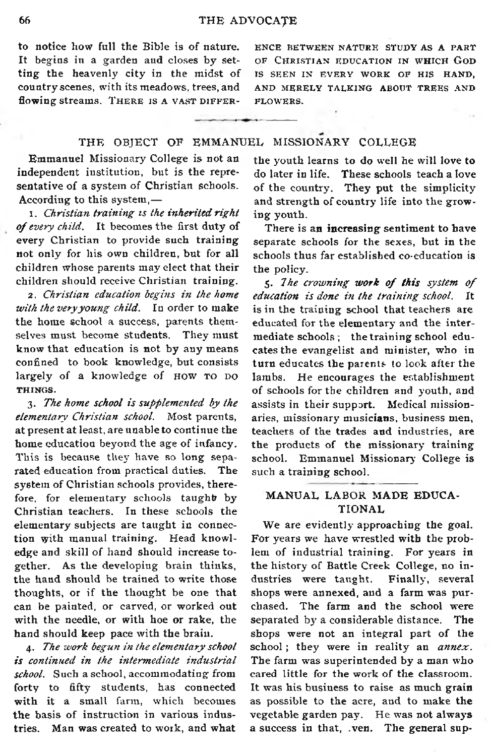to notice how full the Bible is of nature. It begins in a garden and closes by setting the heavenly city in the midst of country scenes, with its meadows, trees, and flowing streams. THERE IS A VAST DIFFERENCE BETWEEN NATURE STUDY AS A PART OF CHRISTIAN EDUCATION IN WHICH GOD IS SEEN IN EVERY WORK OF HIS HAND, AND MERELY TALKING ABOUT TREES AND FLOWERS.

---

## THE OBJECT OF EMMANUEL MISSIONARY COLLEGE

Emmanuel Missionary College is not an independent institution, but is the representative of a system of Christian schools. According to this system,—

1. *Christian training is the inherited right of every child.* It becomes the first duty of every Christian to provide such training not only for his own children, but for all children whose parents may elect that their children should receive Christian training.

2. *Christian education begins in the home with the very young child.* In order to make the home school a success, parents themselves must become students. They must know that education is not by any means confined to book knowledge, but consists largely of a knowledge of HOW TO DO THINGS.

3. *The home school is supplemented by the elementary Christian school.* Most parents, at present at least, are unable to continue the home education beyond the age of infancy. This is because they have so long separated education from practical duties. The system of Christian schools provides, therefore, for elementary schools taught by Christian teachers. In these schools the elementary subjects are taught in connection with manual training. Head knowledge and skill of hand should increase together. As the developing brain thinks, the hand should be trained to write those thoughts, or if the thought be one that can be painted, or carved, or worked out with the needle, or with hoe or rake, the hand should keep pace with the brain.

4. *The work begun in the elementary school is continued in the intermediate industrial school.* Such a school, accommodating from forty to fifty students, has connected with it a small farm, which becomes the basis of instruction in various industries. Man was created to work, and what the youth learns to do well he will love to do later in life. These schools teach a love of the country. They put the simplicity and strength of country life into the growing youth.

There is an increasing sentiment to have separate schools for the sexes, but in the schools thus far established co-education is the policy.

5. *The crowning work of this system of education is done in the training school.* It is in the training school that teachers are educated for the elementary and the intermediate schools; the training school educates the evangelist and minister, who in turn educates the parents to look after the lambs. He encourages the establishment of schools for the children and youth, and assists in their support. Medical missionaries, missionary musicians, business men, teachers of the trades and industries, are the products of the missionary training school. Emmanuel Missionary College is such a training school.

---

## MANUAL LABOR MADE EDUCATIONAL

We are evidently approaching the goal. For years we have wrestled with the problem of industrial training. For years in the history of Battle Creek College, no industries were taught. Finally, several shops were annexed, and a farm was purchased. The farm and the school were separated by a considerable distance. The shops were not an integral part of the school; they were in reality an *annex*. The farm was superintended by a man who cared little for the work of the classroom. It was his business to raise as much grain as possible to the acre, and to make the vegetable garden pay. He was not always a success in that, .ven. The general sup-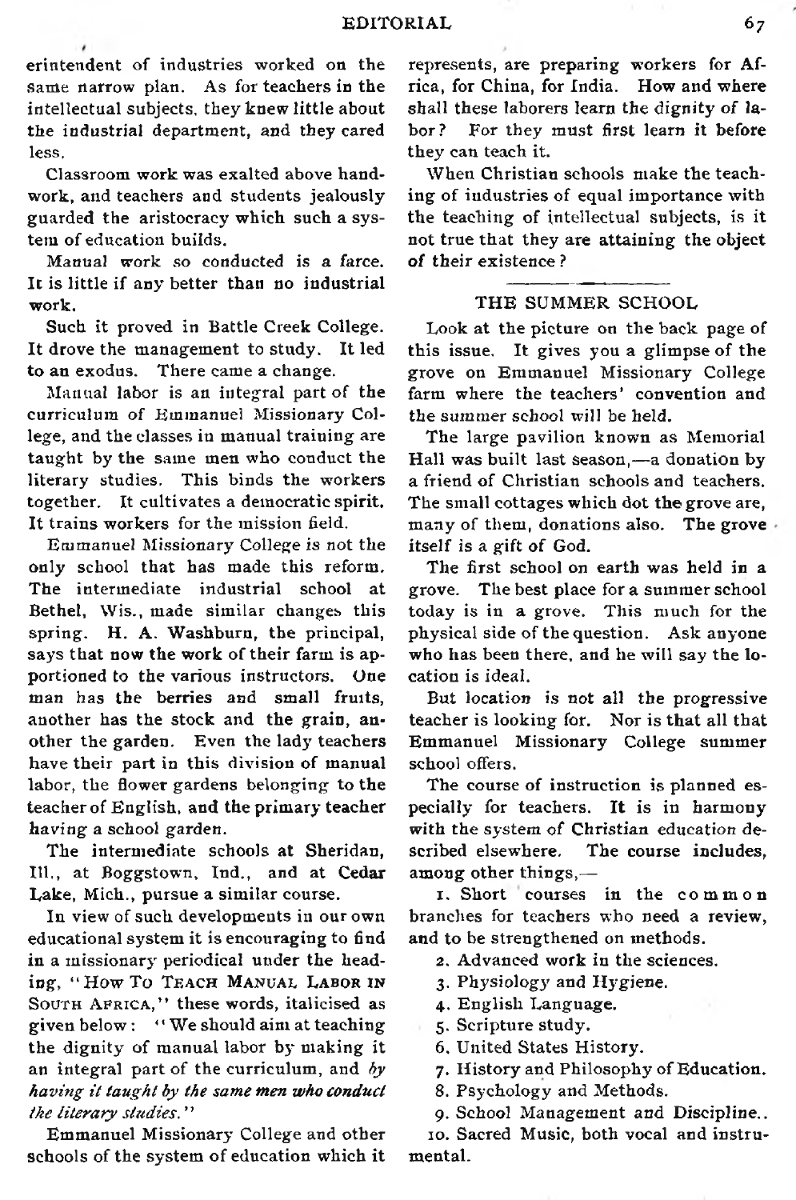erintendent of industries worked on the same narrow plan. As for teachers in the intellectual subjects, they knew little about the industrial department, and they cared less.

Classroom work was exalted above handwork, and teachers and students jealously guarded the aristocracy which such a system of education builds.

Manual work so conducted is a farce. It is little if any better than no industrial work.

Such it proved in Battle Creek College. It drove the management to study. It led to an exodus. There came a change.

Manual labor is an integral part of the curriculum of Emmanuel Missionary College, and the classes in manual training are taught by the same men who conduct the literary studies. This binds the workers together. It cultivates a democratic spirit. It trains workers for the mission field.

Emmanuel Missionary College is not the only school that has made this reform. The intermediate industrial school at Bethel, Wis., made similar changes this spring. H. A. Washburn, the principal, says that now the work of their farm is apportioned to the various instructors. One man has the berries and small fruits, another has the stock and the grain, another the garden. Even the lady teachers have their part in this division of manual labor, the flower gardens belonging to the teacher of English, and the primary teacher having a school garden.

The intermediate schools at Sheridan, Ill., at Boggstown, Ind., and at Cedar Lake, Mich., pursue a similar course.

In view of such developments in our own educational system it is encouraging to find in a missionary periodical under the heading, "How To Teach Manual Labor in South Africa," these words, italicised as given below: "We should aim at teaching the dignity of manual labor by making it an integral part of the curriculum, and *by having it taught by the same men who conduct the literary studies.*"

Emmanuel Missionary College and other schools of the system of education which it represents, are preparing workers for Africa, for China, for India. How and where shall these laborers learn the dignity of labor? For they must first learn it before they can teach it.

When Christian schools make the teaching of industries of equal importance with the teaching of intellectual subjects, is it not true that they are attaining the object of their existence?

## THE SUMMER SCHOOL

Look at the picture on the back page of this issue. It gives you a glimpse of the grove on Emmanuel Missionary College farm where the teachers' convention and the summer school will be held.

The large pavilion known as Memorial Hall was built last season,—a donation by a friend of Christian schools and teachers. The small cottages which dot the grove are, many of them, donations also. The grove itself is a gift of God.

The first school on earth was held in a grove. The best place for a summer school today is in a grove. This much for the physical side of the question. Ask anyone who has been there, and he will say the location is ideal.

But location is not all the progressive teacher is looking for. Nor is that all that Emmanuel Missionary College summer school offers.

The course of instruction is planned especially for teachers. It is in harmony with the system of Christian education described elsewhere. The course includes, among other things,—

1. Short courses in the common branches for teachers who need a review, and to be strengthened on methods.
2. Advanced work in the sciences.
3. Physiology and Hygiene.
4. English Language.
5. Scripture study.
6. United States History.
7. History and Philosophy of Education.
8. Psychology and Methods.
9. School Management and Discipline.
10. Sacred Music, both vocal and instrumental.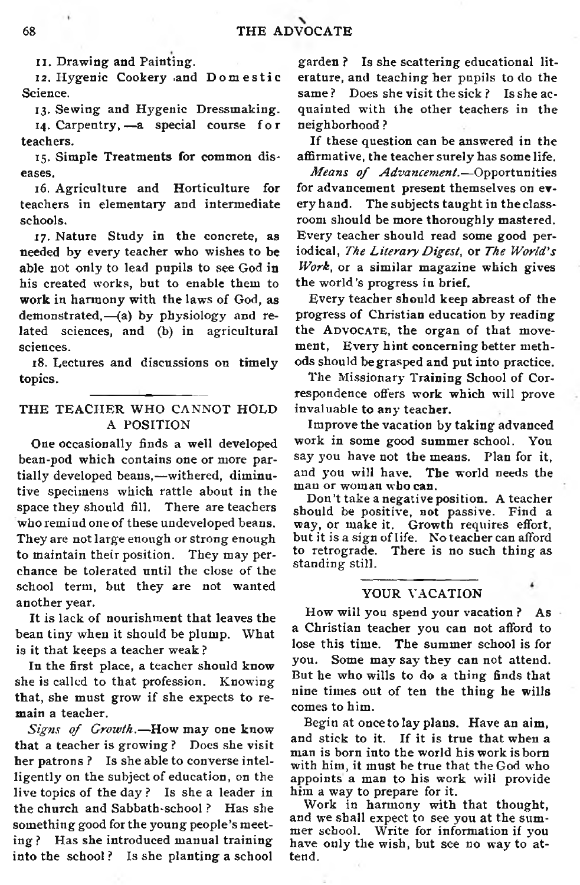11. Drawing and Painting.

12. Hygenic Cookery and Domestic Science.

13. Sewing and Hygenic Dressmaking.

14. Carpentry,—a special course for teachers.

15. Simple Treatments for common diseases.

16. Agriculture and Horticulture for teachers in elementary and intermediate schools.

17. Nature Study in the concrete, as needed by every teacher who wishes to be able not only to lead pupils to see God in his created works, but to enable them to work in harmony with the laws of God, as demonstrated,—(a) by physiology and related sciences, and (b) in agricultural sciences.

18. Lectures and discussions on timely topics.

## THE TEACHER WHO CANNOT HOLD A POSITION

One occasionally finds a well developed bean-pod which contains one or more partially developed beans,—withered, diminutive specimens which rattle about in the space they should fill. There are teachers who remind one of these undeveloped beans. They are not large enough or strong enough to maintain their position. They may perchance be tolerated until the close of the school term, but they are not wanted another year.

It is lack of nourishment that leaves the bean tiny when it should be plump. What is it that keeps a teacher weak?

In the first place, a teacher should know she is called to that profession. Knowing that, she must grow if she expects to remain a teacher.

*Signs of Growth.*—How may one know that a teacher is growing? Does she visit her patrons? Is she able to converse intelligently on the subject of education, on the live topics of the day? Is she a leader in the church and Sabbath-school? Has she something good for the young people's meeting? Has she introduced manual training into the school? Is she planting a school garden? Is she scattering educational literature, and teaching her pupils to do the same? Does she visit the sick? Is she acquainted with the other teachers in the neighborhood?

If these question can be answered in the affirmative, the teacher surely has some life.

*Means of Advancement.*—Opportunities for advancement present themselves on every hand. The subjects taught in the classroom should be more thoroughly mastered. Every teacher should read some good periodical, *The Literary Digest*, or *The World's Work*, or a similar magazine which gives the world's progress in brief.

Every teacher should keep abreast of the progress of Christian education by reading the ADVOCATE, the organ of that movement, Every hint concerning better methods should be grasped and put into practice.

The Missionary Training School of Correspondence offers work which will prove invaluable to any teacher.

Improve the vacation by taking advanced work in some good summer school. You say you have not the means. Plan for it, and you will have. The world needs the man or woman who can.

Don't take a negative position. A teacher should be positive, not passive. Find a way, or make it. Growth requires effort, but it is a sign of life. No teacher can afford to retrograde. There is no such thing as standing still.

## YOUR VACATION

How will you spend your vacation? As a Christian teacher you can not afford to lose this time. The summer school is for you. Some may say they can not attend. But he who wills to do a thing finds that nine times out of ten the thing he wills comes to him.

Begin at once to lay plans. Have an aim, and stick to it. If it is true that when a man is born into the world his work is born with him, it must be true that the God who appoints a man to his work will provide him a way to prepare for it.

Work in harmony with that thought, and we shall expect to see you at the summer school. Write for information if you have only the wish, but see no way to attend.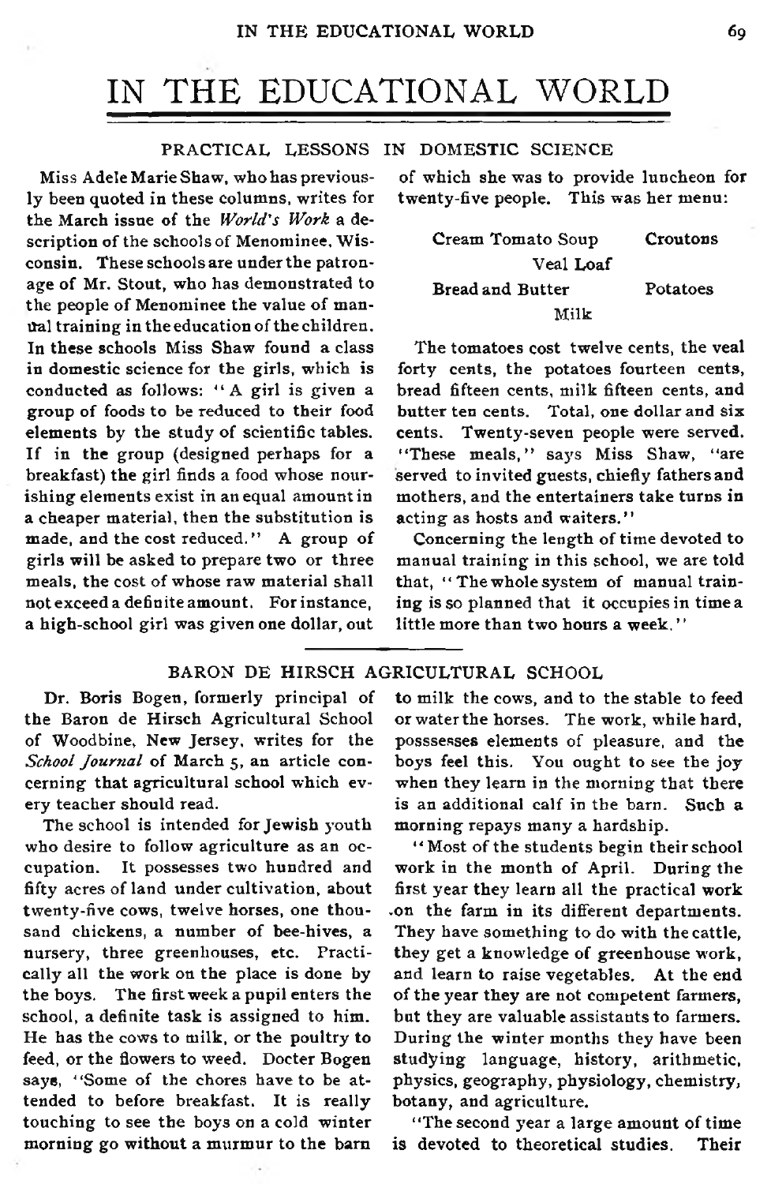# IN THE EDUCATIONAL WORLD

## PRACTICAL LESSONS IN DOMESTIC SCIENCE

Miss Adele Marie Shaw, who has previously been quoted in these columns, writes for the March issue of the *World's Work* a description of the schools of Menominee, Wisconsin. These schools are under the patronage of Mr. Stout, who has demonstrated to the people of Menominee the value of manual training in the education of the children. In these schools Miss Shaw found a class in domestic science for the girls, which is conducted as follows: "A girl is given a group of foods to be reduced to their food elements by the study of scientific tables. If in the group (designed perhaps for a breakfast) the girl finds a food whose nourishing elements exist in an equal amount in a cheaper material, then the substitution is made, and the cost reduced." A group of girls will be asked to prepare two or three meals, the cost of whose raw material shall not exceed a definite amount. For instance, a high-school girl was given one dollar, out of which she was to provide luncheon for twenty-five people. This was her menu:

Cream Tomato Soup — Croutons
Veal Loaf
Bread and Butter — Potatoes
Milk

The tomatoes cost twelve cents, the veal forty cents, the potatoes fourteen cents, bread fifteen cents, milk fifteen cents, and butter ten cents. Total, one dollar and six cents. Twenty-seven people were served. "These meals," says Miss Shaw, "are served to invited guests, chiefly fathers and mothers, and the entertainers take turns in acting as hosts and waiters."

Concerning the length of time devoted to manual training in this school, we are told that, "The whole system of manual training is so planned that it occupies in time a little more than two hours a week."

## BARON DE HIRSCH AGRICULTURAL SCHOOL

Dr. Boris Bogen, formerly principal of the Baron de Hirsch Agricultural School of Woodbine, New Jersey, writes for the *School Journal* of March 5, an article concerning that agricultural school which every teacher should read.

The school is intended for Jewish youth who desire to follow agriculture as an occupation. It possesses two hundred and fifty acres of land under cultivation, about twenty-five cows, twelve horses, one thousand chickens, a number of bee-hives, a nursery, three greenhouses, etc. Practically all the work on the place is done by the boys. The first week a pupil enters the school, a definite task is assigned to him. He has the cows to milk, or the poultry to feed, or the flowers to weed. Docter Bogen says, "Some of the chores have to be attended to before breakfast. It is really touching to see the boys on a cold winter morning go without a murmur to the barn to milk the cows, and to the stable to feed or water the horses. The work, while hard, posssesses elements of pleasure, and the boys feel this. You ought to see the joy when they learn in the morning that there is an additional calf in the barn. Such a morning repays many a hardship.

"Most of the students begin their school work in the month of April. During the first year they learn all the practical work on the farm in its different departments. They have something to do with the cattle, they get a knowledge of greenhouse work, and learn to raise vegetables. At the end of the year they are not competent farmers, but they are valuable assistants to farmers. During the winter months they have been studying language, history, arithmetic, physics, geography, physiology, chemistry, botany, and agriculture.

"The second year a large amount of time is devoted to theoretical studies. Their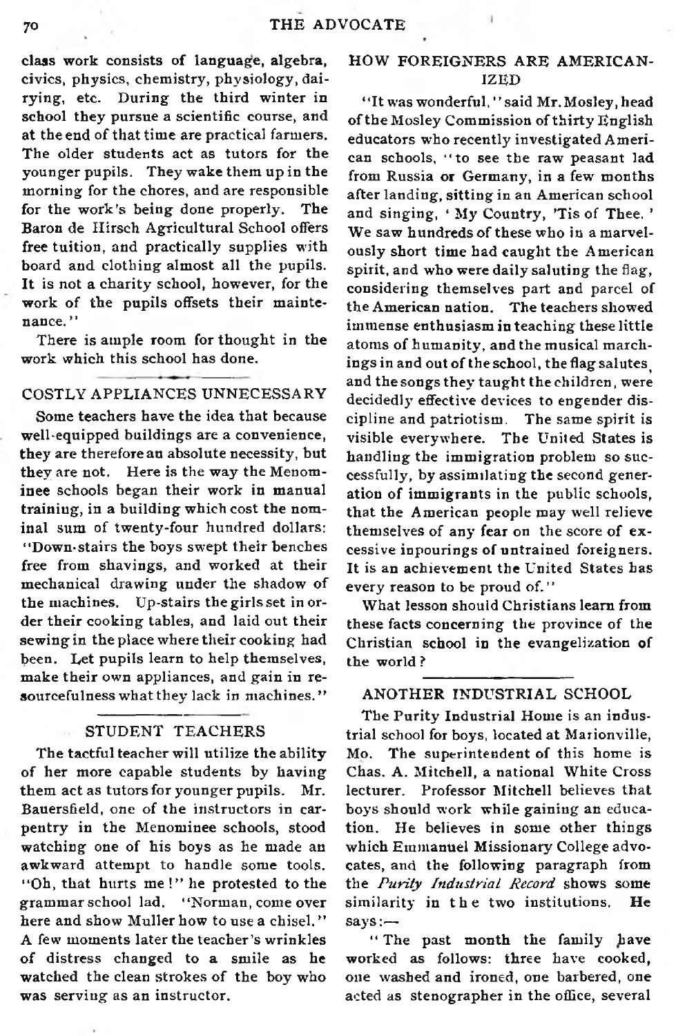class work consists of language, algebra, civics, physics, chemistry, physiology, dairying, etc. During the third winter in school they pursue a scientific course, and at the end of that time are practical farmers. The older students act as tutors for the younger pupils. They wake them up in the morning for the chores, and are responsible for the work's being done properly. The Baron de Hirsch Agricultural School offers free tuition, and practically supplies with board and clothing almost all the pupils. It is not a charity school, however, for the work of the pupils offsets their maintenance."

There is ample room for thought in the work which this school has done.

## COSTLY APPLIANCES UNNECESSARY

Some teachers have the idea that because well-equipped buildings are a convenience, they are therefore an absolute necessity, but they are not. Here is the way the Menominee schools began their work in manual training, in a building which cost the nominal sum of twenty-four hundred dollars: "Down-stairs the boys swept their benches free from shavings, and worked at their mechanical drawing under the shadow of the machines. Up-stairs the girls set in order their cooking tables, and laid out their sewing in the place where their cooking had been. Let pupils learn to help themselves, make their own appliances, and gain in resourcefulness what they lack in machines."

## STUDENT TEACHERS

The tactful teacher will utilize the ability of her more capable students by having them act as tutors for younger pupils. Mr. Bauersfield, one of the instructors in carpentry in the Menominee schools, stood watching one of his boys as he made an awkward attempt to handle some tools. "Oh, that hurts me!" he protested to the grammar school lad. "Norman, come over here and show Muller how to use a chisel." A few moments later the teacher's wrinkles of distress changed to a smile as he watched the clean strokes of the boy who was serving as an instructor.

## HOW FOREIGNERS ARE AMERICANIZED

"It was wonderful," said Mr. Mosley, head of the Mosley Commission of thirty English educators who recently investigated American schools, "to see the raw peasant lad from Russia or Germany, in a few months after landing, sitting in an American school and singing, 'My Country, 'Tis of Thee.' We saw hundreds of these who in a marvelously short time had caught the American spirit, and who were daily saluting the flag, considering themselves part and parcel of the American nation. The teachers showed immense enthusiasm in teaching these little atoms of humanity, and the musical marchings in and out of the school, the flag salutes, and the songs they taught the children, were decidedly effective devices to engender discipline and patriotism. The same spirit is visible everywhere. The United States is handling the immigration problem so successfully, by assimilating the second generation of immigrants in the public schools, that the American people may well relieve themselves of any fear on the score of excessive inpourings of untrained foreigners. It is an achievement the United States has every reason to be proud of."

What lesson should Christians learn from these facts concerning the province of the Christian school in the evangelization of the world?

## ANOTHER INDUSTRIAL SCHOOL

The Purity Industrial Home is an industrial school for boys, located at Marionville, Mo. The superintendent of this home is Chas. A. Mitchell, a national White Cross lecturer. Professor Mitchell believes that boys should work while gaining an education. He believes in some other things which Emmanuel Missionary College advocates, and the following paragraph from the *Purity Industrial Record* shows some similarity in the two institutions. He says:—

"The past month the family have worked as follows: three have cooked, one washed and ironed, one barbered, one acted as stenographer in the office, several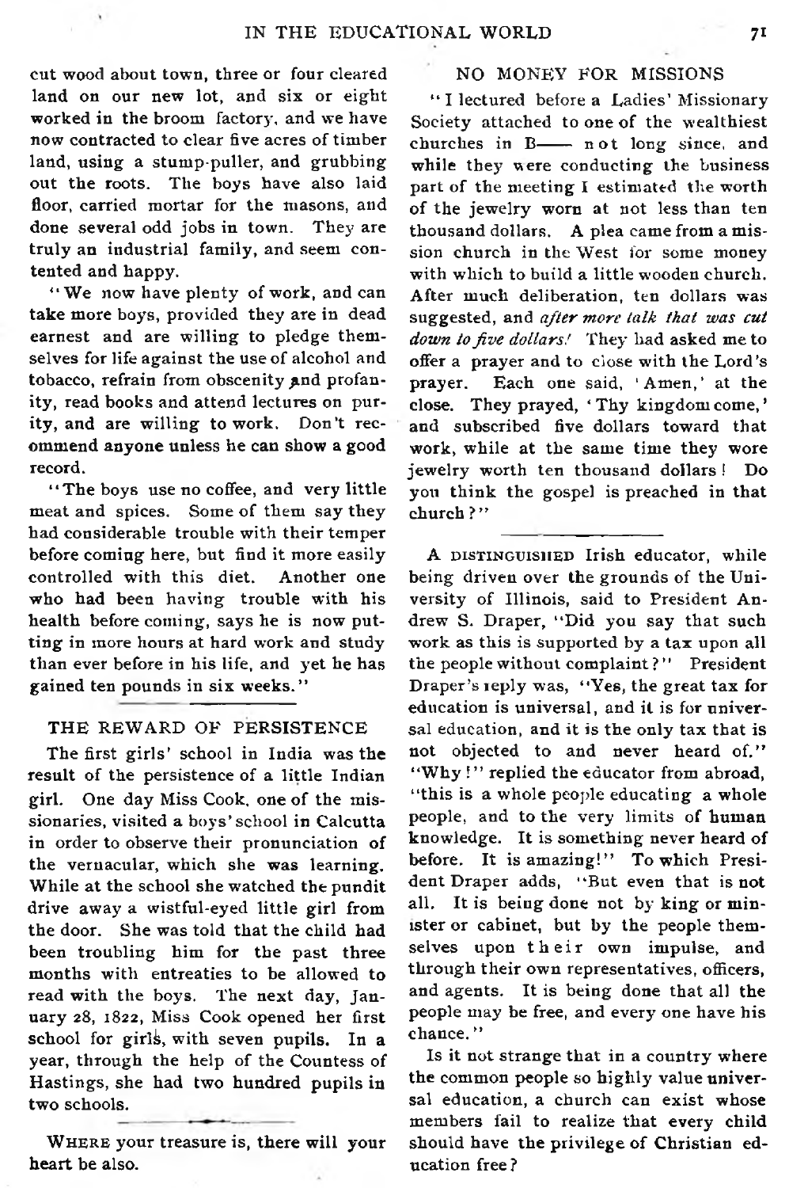cut wood about town, three or four cleared land on our new lot, and six or eight worked in the broom factory, and we have now contracted to clear five acres of timber land, using a stump-puller, and grubbing out the roots. The boys have also laid floor, carried mortar for the masons, and done several odd jobs in town. They are truly an industrial family, and seem contented and happy.

"We now have plenty of work, and can take more boys, provided they are in dead earnest and are willing to pledge themselves for life against the use of alcohol and tobacco, refrain from obscenity and profanity, read books and attend lectures on purity, and are willing to work. Don't recommend anyone unless he can show a good record.

"The boys use no coffee, and very little meat and spices. Some of them say they had considerable trouble with their temper before coming here, but find it more easily controlled with this diet. Another one who had been having trouble with his health before coming, says he is now putting in more hours at hard work and study than ever before in his life, and yet he has gained ten pounds in six weeks."

## THE REWARD OF PERSISTENCE

The first girls' school in India was the result of the persistence of a little Indian girl. One day Miss Cook, one of the missionaries, visited a boys' school in Calcutta in order to observe their pronunciation of the vernacular, which she was learning. While at the school she watched the pundit drive away a wistful-eyed little girl from the door. She was told that the child had been troubling him for the past three months with entreaties to be allowed to read with the boys. The next day, January 28, 1822, Miss Cook opened her first school for girls, with seven pupils. In a year, through the help of the Countess of Hastings, she had two hundred pupils in two schools.

WHERE your treasure is, there will your heart be also.

## NO MONEY FOR MISSIONS

"I lectured before a Ladies' Missionary Society attached to one of the wealthiest churches in B—— not long since, and while they were conducting the business part of the meeting I estimated the worth of the jewelry worn at not less than ten thousand dollars. A plea came from a mission church in the West for some money with which to build a little wooden church. After much deliberation, ten dollars was suggested, and *after more talk that was cut down to five dollars!* They had asked me to offer a prayer and to close with the Lord's prayer. Each one said, 'Amen,' at the close. They prayed, 'Thy kingdom come,' and subscribed five dollars toward that work, while at the same time they wore jewelry worth ten thousand dollars! Do you think the gospel is preached in that church?"

A DISTINGUISHED Irish educator, while being driven over the grounds of the University of Illinois, said to President Andrew S. Draper, "Did you say that such work as this is supported by a tax upon all the people without complaint?" President Draper's reply was, "Yes, the great tax for education is universal, and it is for universal education, and it is the only tax that is not objected to and never heard of." "Why!" replied the educator from abroad, "this is a whole people educating a whole people, and to the very limits of human knowledge. It is something never heard of before. It is amazing!" To which President Draper adds, "But even that is not all. It is being done not by king or minister or cabinet, but by the people themselves upon their own impulse, and through their own representatives, officers, and agents. It is being done that all the people may be free, and every one have his chance."

Is it not strange that in a country where the common people so highly value universal education, a church can exist whose members fail to realize that every child should have the privilege of Christian education free?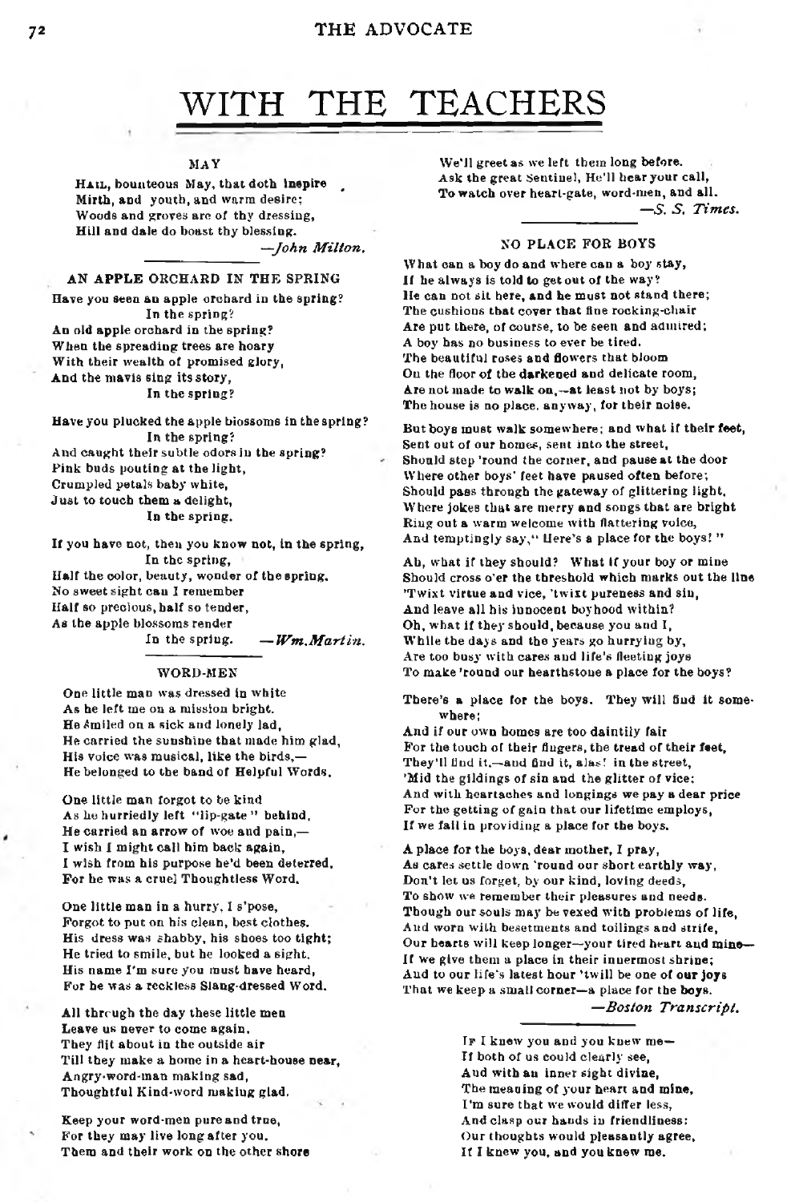# WITH THE TEACHERS

### MAY

HAIL, bounteous May, that doth inspire
Mirth, and youth, and warm desire;
Woods and groves are of thy dressing,
Hill and dale do boast thy blessing.

—*John Milton.*

### AN APPLE ORCHARD IN THE SPRING

Have you seen an apple orchard in the spring?
In the spring?
An old apple orchard in the spring?
When the spreading trees are hoary
With their wealth of promised glory,
And the mavis sing its story,
In the spring?

Have you plucked the apple blossoms in the spring?
In the spring?
And caught their subtle odors in the spring?
Pink buds pouting at the light,
Crumpled petals baby white,
Just to touch them a delight,
In the spring.

If you have not, then you know not, in the spring,
In the spring,
Half the color, beauty, wonder of the spring.
No sweet sight can I remember
Half so precious, half so tender,
As the apple blossoms render
In the spring.

—*Wm. Martin.*

### WORD-MEN

One little man was dressed in white
As he left me on a mission bright.
He smiled on a sick and lonely lad,
He carried the sunshine that made him glad,
His voice was musical, like the birds,—
He belonged to the band of Helpful Words.

One little man forgot to be kind
As he hurriedly left "lip-gate" behind,
He carried an arrow of woe and pain,—
I wish I might call him back again,
I wish from his purpose he'd been deterred,
For he was a cruel Thoughtless Word.

One little man in a hurry, I s'pose,
Forgot to put on his clean, best clothes.
His dress was shabby, his shoes too tight;
He tried to smile, but he looked a sight.
His name I'm sure you must have heard,
For he was a reckless Slang-dressed Word.

All through the day these little men
Leave us never to come again.
They flit about in the outside air
Till they make a home in a heart-house near,
Angry-word-man making sad,
Thoughtful Kind-word making glad.

Keep your word-men pure and true,
For they may live long after you.
Them and their work on the other shore
We'll greet as we left them long before.
Ask the great Sentinel, He'll hear your call,
To watch over heart-gate, word-men, and all.

—*S. S. Times.*

### NO PLACE FOR BOYS

What can a boy do and where can a boy stay,
If he always is told to get out of the way?
He can not sit here, and he must not stand there;
The cushions that cover that fine rocking-chair
Are put there, of course, to be seen and admired;
A boy has no business to ever be tired.
The beautiful roses and flowers that bloom
On the floor of the darkened and delicate room,
Are not made to walk on,—at least not by boys;
The house is no place, anyway, for their noise.

But boys must walk somewhere; and what if their feet,
Sent out of our homes, sent into the street,
Should step 'round the corner, and pause at the door
Where other boys' feet have paused often before;
Should pass through the gateway of glittering light,
Where jokes that are merry and songs that are bright
Ring out a warm welcome with flattering voice,
And temptingly say, "Here's a place for the boys!"

Ah, what if they should? What if your boy or mine
Should cross o'er the threshold which marks out the line
'Twixt virtue and vice, 'twixt pureness and sin,
And leave all his innocent boyhood within?
Oh, what if they should, because you and I,
While the days and the years go hurrying by,
Are too busy with cares and life's fleeting joys
To make 'round our hearthstone a place for the boys?

There's a place for the boys. They will find it somewhere;
And if our own homes are too daintily fair
For the touch of their fingers, the tread of their feet,
They'll find it,—and find it, alas! in the street,
'Mid the gildings of sin and the glitter of vice;
And with heartaches and longings we pay a dear price
For the getting of gain that our lifetime employs,
If we fail in providing a place for the boys.

A place for the boys, dear mother, I pray,
As cares settle down 'round our short earthly way,
Don't let us forget, by our kind, loving deeds,
To show we remember their pleasures and needs.
Though our souls may be vexed with problems of life,
And worn with besetments and toilings and strife,
Our hearts will keep longer—your tired heart and mine—
If we give them a place in their innermost shrine;
And to our life's latest hour 'twill be one of our joys
That we keep a small corner—a place for the boys.

—*Boston Transcript.*

IF I knew you and you knew me—
If both of us could clearly see,
And with an inner sight divine,
The meaning of your heart and mine,
I'm sure that we would differ less,
And clasp our hands in friendliness:
Our thoughts would pleasantly agree,
If I knew you, and you knew me.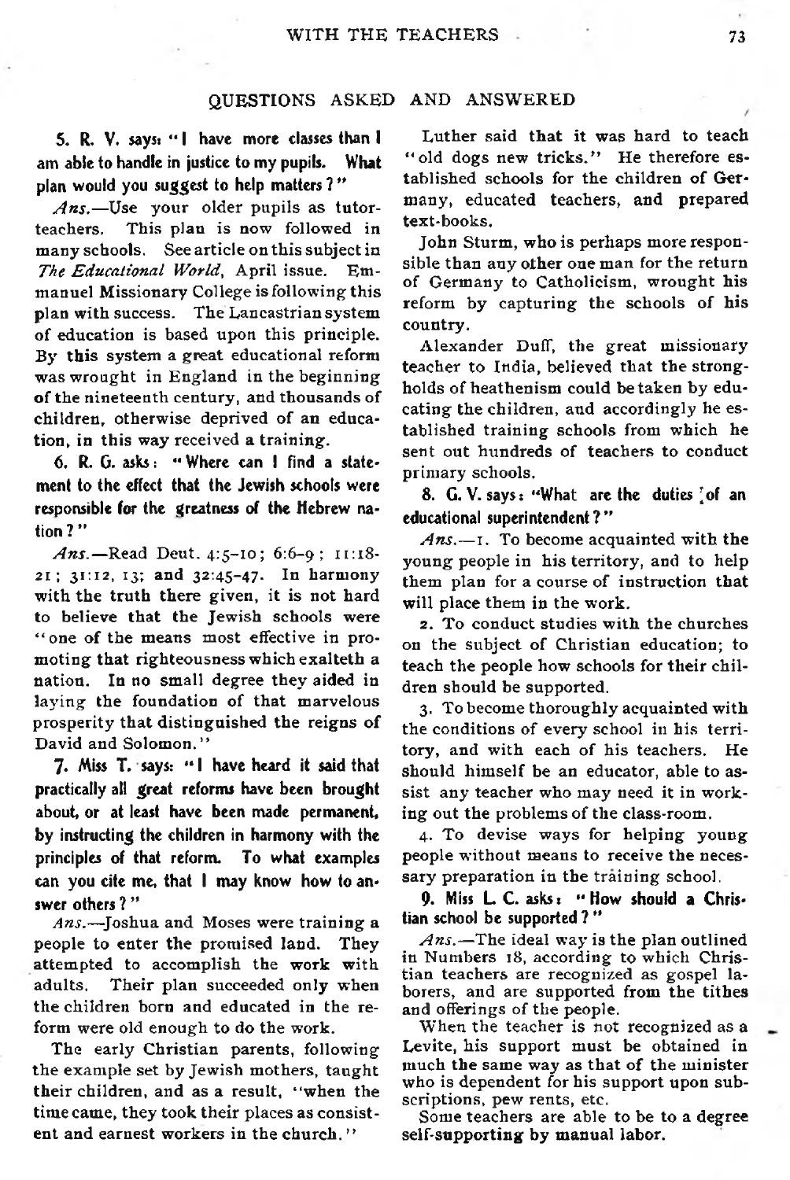## QUESTIONS ASKED AND ANSWERED

**5. R. V. says: "I have more classes than I am able to handle in justice to my pupils. What plan would you suggest to help matters?"**

*Ans.*—Use your older pupils as tutor-teachers. This plan is now followed in many schools. See article on this subject in *The Educational World*, April issue. Emmanuel Missionary College is following this plan with success. The Lancastrian system of education is based upon this principle. By this system a great educational reform was wrought in England in the beginning of the nineteenth century, and thousands of children, otherwise deprived of an education, in this way received a training.

**6. R. G. asks: "Where can I find a statement to the effect that the Jewish schools were responsible for the greatness of the Hebrew nation?"**

*Ans.*—Read Deut. 4:5–10; 6:6–9; 11:18–21; 31:12, 13; and 32:45–47. In harmony with the truth there given, it is not hard to believe that the Jewish schools were "one of the means most effective in promoting that righteousness which exalteth a nation. In no small degree they aided in laying the foundation of that marvelous prosperity that distinguished the reigns of David and Solomon."

**7. Miss T. says: "I have heard it said that practically all great reforms have been brought about, or at least have been made permanent, by instructing the children in harmony with the principles of that reform. To what examples can you cite me, that I may know how to answer others?"**

*Ans.*—Joshua and Moses were training a people to enter the promised land. They attempted to accomplish the work with adults. Their plan succeeded only when the children born and educated in the reform were old enough to do the work.

The early Christian parents, following the example set by Jewish mothers, taught their children, and as a result, "when the time came, they took their places as consistent and earnest workers in the church."

Luther said that it was hard to teach "old dogs new tricks." He therefore established schools for the children of Germany, educated teachers, and prepared text-books.

John Sturm, who is perhaps more responsible than any other one man for the return of Germany to Catholicism, wrought his reform by capturing the schools of his country.

Alexander Duff, the great missionary teacher to India, believed that the strongholds of heathenism could be taken by educating the children, and accordingly he established training schools from which he sent out hundreds of teachers to conduct primary schools.

**8. G. V. says: "What are the duties of an educational superintendent?"**

*Ans.*—1. To become acquainted with the young people in his territory, and to help them plan for a course of instruction that will place them in the work.

2. To conduct studies with the churches on the subject of Christian education; to teach the people how schools for their children should be supported.

3. To become thoroughly acquainted with the conditions of every school in his territory, and with each of his teachers. He should himself be an educator, able to assist any teacher who may need it in working out the problems of the class-room.

4. To devise ways for helping young people without means to receive the necessary preparation in the training school.

**9. Miss L. C. asks: "How should a Christian school be supported?"**

*Ans.*—The ideal way is the plan outlined in Numbers 18, according to which Christian teachers are recognized as gospel laborers, and are supported from the tithes and offerings of the people.

When the teacher is not recognized as a Levite, his support must be obtained in much the same way as that of the minister who is dependent for his support upon subscriptions, pew rents, etc.

Some teachers are able to be to a degree self-supporting by manual labor.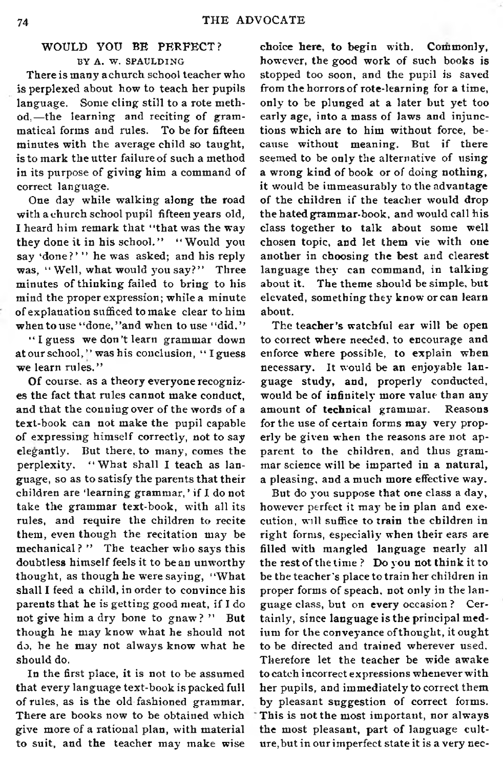## WOULD YOU BE PERFECT?

BY A. W. SPAULDING

There is many a church school teacher who is perplexed about how to teach her pupils language. Some cling still to a rote method,—the learning and reciting of grammatical forms and rules. To be for fifteen minutes with the average child so taught, is to mark the utter failure of such a method in its purpose of giving him a command of correct language.

One day while walking along the road with a church school pupil fifteen years old, I heard him remark that "that was the way they done it in his school." "Would you say 'done?'" he was asked; and his reply was, "Well, what would you say?" Three minutes of thinking failed to bring to his mind the proper expression; while a minute of explanation sufficed to make clear to him when to use "done," and when to use "did."

"I guess we don't learn grammar down at our school," was his conclusion, "I guess we learn rules."

Of course, as a theory everyone recognizes the fact that rules cannot make conduct, and that the conning over of the words of a text-book can not make the pupil capable of expressing himself correctly, not to say elegantly. But there, to many, comes the perplexity. "What shall I teach as language, so as to satisfy the parents that their children are 'learning grammar,' if I do not take the grammar text-book, with all its rules, and require the children to recite them, even though the recitation may be mechanical?" The teacher who says this doubtless himself feels it to be an unworthy thought, as though he were saying, "What shall I feed a child, in order to convince his parents that he is getting good meat, if I do not give him a dry bone to gnaw?" But though he may know what he should not do, he he may not always know what he should do.

In the first place, it is not to be assumed that every language text-book is packed full of rules, as is the old fashioned grammar. There are books now to be obtained which give more of a rational plan, with material to suit, and the teacher may make wise choice here, to begin with. Commonly, however, the good work of such books is stopped too soon, and the pupil is saved from the horrors of rote-learning for a time, only to be plunged at a later but yet too early age, into a mass of laws and injunctions which are to him without force, because without meaning. But if there seemed to be only the alternative of using a wrong kind of book or of doing nothing, it would be immeasurably to the advantage of the children if the teacher would drop the hated grammar-book, and would call his class together to talk about some well chosen topic, and let them vie with one another in choosing the best and clearest language they can command, in talking about it. The theme should be simple, but elevated, something they know or can learn about.

The teacher's watchful ear will be open to correct where needed, to encourage and enforce where possible, to explain when necessary. It would be an enjoyable language study, and, properly conducted, would be of infinitely more value than any amount of technical grammar. Reasons for the use of certain forms may very properly be given when the reasons are not apparent to the children, and thus grammar science will be imparted in a natural, a pleasing, and a much more effective way.

But do you suppose that one class a day, however perfect it may be in plan and execution, will suffice to train the children in right forms, especially when their ears are filled with mangled language nearly all the rest of the time? Do you not think it to be the teacher's place to train her children in proper forms of speach, not only in the language class, but on every occasion? Certainly, since language is the principal medium for the conveyance of thought, it ought to be directed and trained wherever used. Therefore let the teacher be wide awake to catch incorrect expressions whenever with her pupils, and immediately to correct them by pleasant suggestion of correct forms. This is not the most important, nor always the most pleasant, part of language culture, but in our imperfect state it is a very nec-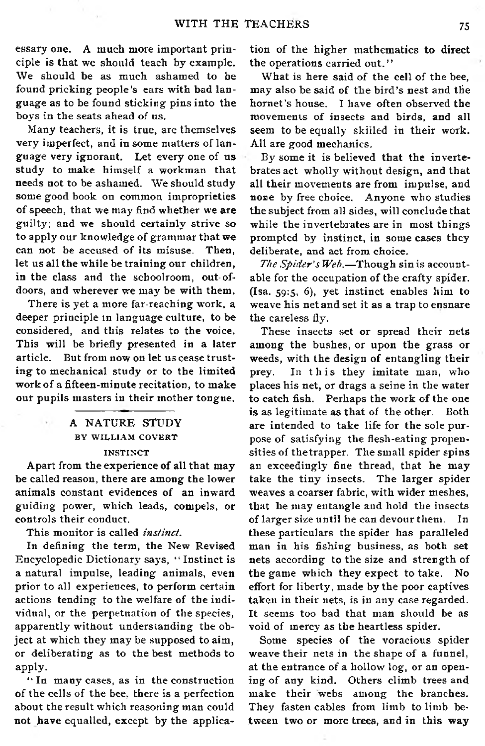essary one. A much more important principle is that we should teach by example. We should be as much ashamed to be found pricking people's ears with bad language as to be found sticking pins into the boys in the seats ahead of us.

Many teachers, it is true, are themselves very imperfect, and in some matters of language very ignorant. Let every one of us study to make himself a workman that needs not to be ashamed. We should study some good book on common improprieties of speech, that we may find whether we are guilty; and we should certainly strive so to apply our knowledge of grammar that we can not be accused of its misuse. Then, let us all the while be training our children, in the class and the schoolroom, out-of-doors, and wherever we may be with them.

There is yet a more far-reaching work, a deeper principle in language culture, to be considered, and this relates to the voice. This will be briefly presented in a later article. But from now on let us cease trusting to mechanical study or to the limited work of a fifteen-minute recitation, to make our pupils masters in their mother tongue.

---

## A NATURE STUDY

### BY WILLIAM COVERT

#### INSTINCT

Apart from the experience of all that may be called reason, there are among the lower animals constant evidences of an inward guiding power, which leads, compels, or controls their conduct.

This monitor is called *instinct*.

In defining the term, the New Revised Encyclopedic Dictionary says, "Instinct is a natural impulse, leading animals, even prior to all experiences, to perform certain actions tending to the welfare of the individual, or the perpetuation of the species, apparently without understanding the object at which they may be supposed to aim, or deliberating as to the best methods to apply.

"In many cases, as in the construction of the cells of the bee, there is a perfection about the result which reasoning man could not have equalled, except by the application of the higher mathematics to direct the operations carried out."

What is here said of the cell of the bee, may also be said of the bird's nest and the hornet's house. I have often observed the movements of insects and birds, and all seem to be equally skilled in their work. All are good mechanics.

By some it is believed that the invertebrates act wholly without design, and that all their movements are from impulse, and none by free choice. Anyone who studies the subject from all sides, will conclude that while the invertebrates are in most things prompted by instinct, in some cases they deliberate, and act from choice.

*The Spider's Web.*—Though sin is accountable for the occupation of the crafty spider. (Isa. 59:5, 6), yet instinct enables him to weave his net and set it as a trap to ensnare the careless fly.

These insects set or spread their nets among the bushes, or upon the grass or weeds, with the design of entangling their prey. In this they imitate man, who places his net, or drags a seine in the water to catch fish. Perhaps the work of the one is as legitimate as that of the other. Both are intended to take life for the sole purpose of satisfying the flesh-eating propensities of the trapper. The small spider spins an exceedingly fine thread, that he may take the tiny insects. The larger spider weaves a coarser fabric, with wider meshes, that he may entangle and hold the insects of larger size until he can devour them. In these particulars the spider has paralleled man in his fishing business, as both set nets according to the size and strength of the game which they expect to take. No effort for liberty, made by the poor captives taken in their nets, is in any case regarded. It seems too bad that man should be as void of mercy as the heartless spider.

Some species of the voracious spider weave their nets in the shape of a funnel, at the entrance of a hollow log, or an opening of any kind. Others climb trees and make their webs among the branches. They fasten cables from limb to limb between two or more trees, and in this way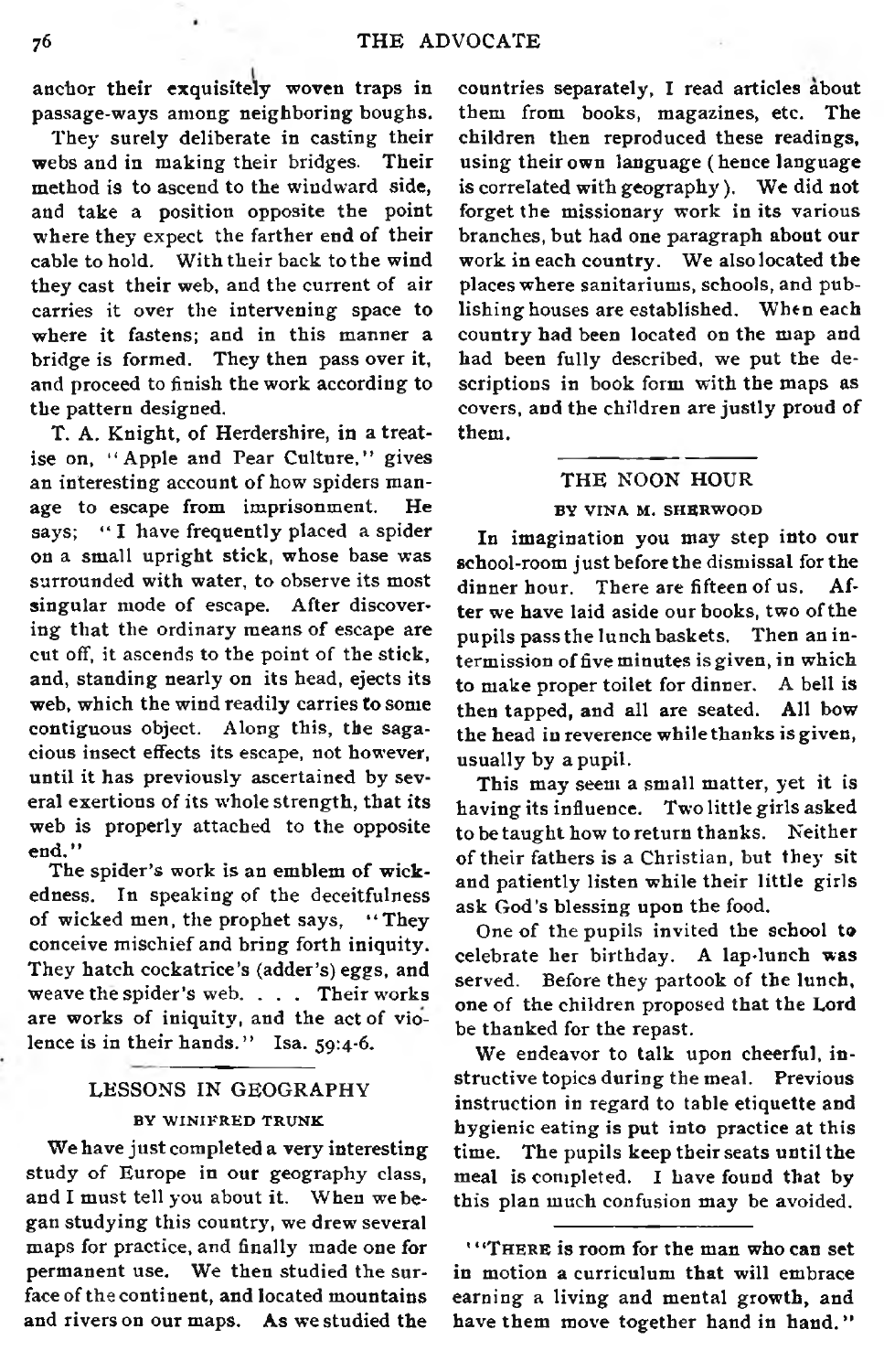anchor their exquisitely woven traps in passage-ways among neighboring boughs.

They surely deliberate in casting their webs and in making their bridges. Their method is to ascend to the windward side, and take a position opposite the point where they expect the farther end of their cable to hold. With their back to the wind they cast their web, and the current of air carries it over the intervening space to where it fastens; and in this manner a bridge is formed. They then pass over it, and proceed to finish the work according to the pattern designed.

T. A. Knight, of Herdershire, in a treatise on, "Apple and Pear Culture," gives an interesting account of how spiders manage to escape from imprisonment. He says; "I have frequently placed a spider on a small upright stick, whose base was surrounded with water, to observe its most singular mode of escape. After discovering that the ordinary means of escape are cut off, it ascends to the point of the stick, and, standing nearly on its head, ejects its web, which the wind readily carries to some contiguous object. Along this, the sagacious insect effects its escape, not however, until it has previously ascertained by several exertions of its whole strength, that its web is properly attached to the opposite end."

The spider's work is an emblem of wickedness. In speaking of the deceitfulness of wicked men, the prophet says, "They conceive mischief and bring forth iniquity. They hatch cockatrice's (adder's) eggs, and weave the spider's web. . . . Their works are works of iniquity, and the act of violence is in their hands." Isa. 59:4-6.

## LESSONS IN GEOGRAPHY

BY WINIFRED TRUNK

We have just completed a very interesting study of Europe in our geography class, and I must tell you about it. When we began studying this country, we drew several maps for practice, and finally made one for permanent use. We then studied the surface of the continent, and located mountains and rivers on our maps. As we studied the countries separately, I read articles about them from books, magazines, etc. The children then reproduced these readings, using their own language (hence language is correlated with geography). We did not forget the missionary work in its various branches, but had one paragraph about our work in each country. We also located the places where sanitariums, schools, and publishing houses are established. When each country had been located on the map and had been fully described, we put the descriptions in book form with the maps as covers, and the children are justly proud of them.

## THE NOON HOUR

BY VINA M. SHERWOOD

In imagination you may step into our school-room just before the dismissal for the dinner hour. There are fifteen of us. After we have laid aside our books, two of the pupils pass the lunch baskets. Then an intermission of five minutes is given, in which to make proper toilet for dinner. A bell is then tapped, and all are seated. All bow the head in reverence while thanks is given, usually by a pupil.

This may seem a small matter, yet it is having its influence. Two little girls asked to be taught how to return thanks. Neither of their fathers is a Christian, but they sit and patiently listen while their little girls ask God's blessing upon the food.

One of the pupils invited the school to celebrate her birthday. A lap-lunch was served. Before they partook of the lunch, one of the children proposed that the Lord be thanked for the repast.

We endeavor to talk upon cheerful, instructive topics during the meal. Previous instruction in regard to table etiquette and hygienic eating is put into practice at this time. The pupils keep their seats until the meal is completed. I have found that by this plan much confusion may be avoided.

---

"'THERE is room for the man who can set in motion a curriculum that will embrace earning a living and mental growth, and have them move together hand in hand."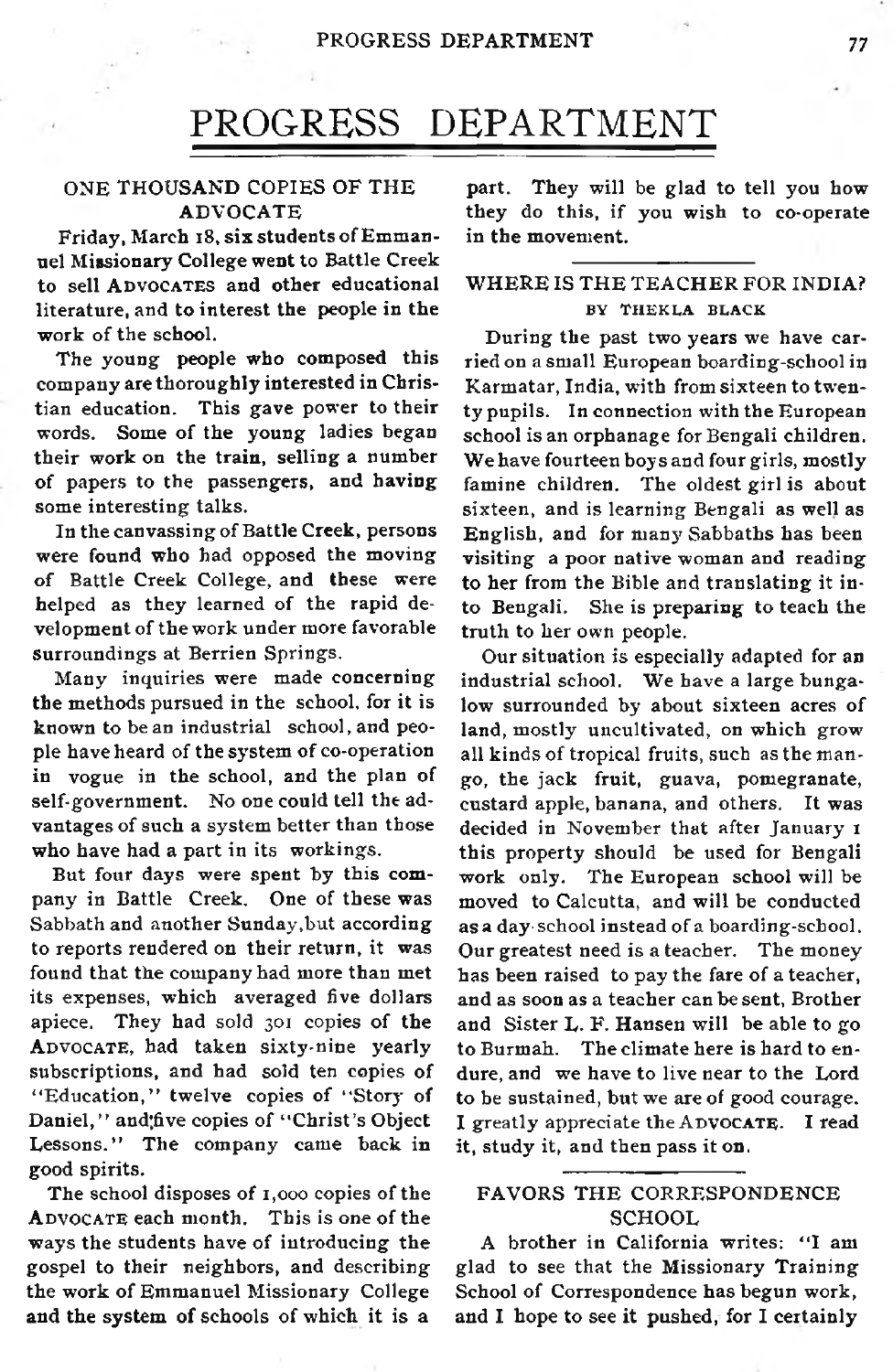# PROGRESS DEPARTMENT

### ONE THOUSAND COPIES OF THE ADVOCATE

Friday, March 18, six students of Emmanuel Missionary College went to Battle Creek to sell ADVOCATES and other educational literature, and to interest the people in the work of the school.

The young people who composed this company are thoroughly interested in Christian education. This gave power to their words. Some of the young ladies began their work on the train, selling a number of papers to the passengers, and having some interesting talks.

In the canvassing of Battle Creek, persons were found who had opposed the moving of Battle Creek College, and these were helped as they learned of the rapid development of the work under more favorable surroundings at Berrien Springs.

Many inquiries were made concerning the methods pursued in the school, for it is known to be an industrial school, and people have heard of the system of co-operation in vogue in the school, and the plan of self-government. No one could tell the advantages of such a system better than those who have had a part in its workings.

But four days were spent by this company in Battle Creek. One of these was Sabbath and another Sunday, but according to reports rendered on their return, it was found that the company had more than met its expenses, which averaged five dollars apiece. They had sold 301 copies of the ADVOCATE, had taken sixty-nine yearly subscriptions, and had sold ten copies of "Education," twelve copies of "Story of Daniel," and five copies of "Christ's Object Lessons." The company came back in good spirits.

The school disposes of 1,000 copies of the ADVOCATE each month. This is one of the ways the students have of introducing the gospel to their neighbors, and describing the work of Emmanuel Missionary College and the system of schools of which it is a part. They will be glad to tell you how they do this, if you wish to co-operate in the movement.

### WHERE IS THE TEACHER FOR INDIA?

BY THEKLA BLACK

During the past two years we have carried on a small European boarding-school in Karmatar, India, with from sixteen to twenty pupils. In connection with the European school is an orphanage for Bengali children. We have fourteen boys and four girls, mostly famine children. The oldest girl is about sixteen, and is learning Bengali as well as English, and for many Sabbaths has been visiting a poor native woman and reading to her from the Bible and translating it into Bengali. She is preparing to teach the truth to her own people.

Our situation is especially adapted for an industrial school. We have a large bungalow surrounded by about sixteen acres of land, mostly uncultivated, on which grow all kinds of tropical fruits, such as the mango, the jack fruit, guava, pomegranate, custard apple, banana, and others. It was decided in November that after January 1 this property should be used for Bengali work only. The European school will be moved to Calcutta, and will be conducted as a day-school instead of a boarding-school. Our greatest need is a teacher. The money has been raised to pay the fare of a teacher, and as soon as a teacher can be sent, Brother and Sister L. F. Hansen will be able to go to Burmah. The climate here is hard to endure, and we have to live near to the Lord to be sustained, but we are of good courage. I greatly appreciate the ADVOCATE. I read it, study it, and then pass it on.

### FAVORS THE CORRESPONDENCE SCHOOL

A brother in California writes: "I am glad to see that the Missionary Training School of Correspondence has begun work, and I hope to see it pushed, for I certainly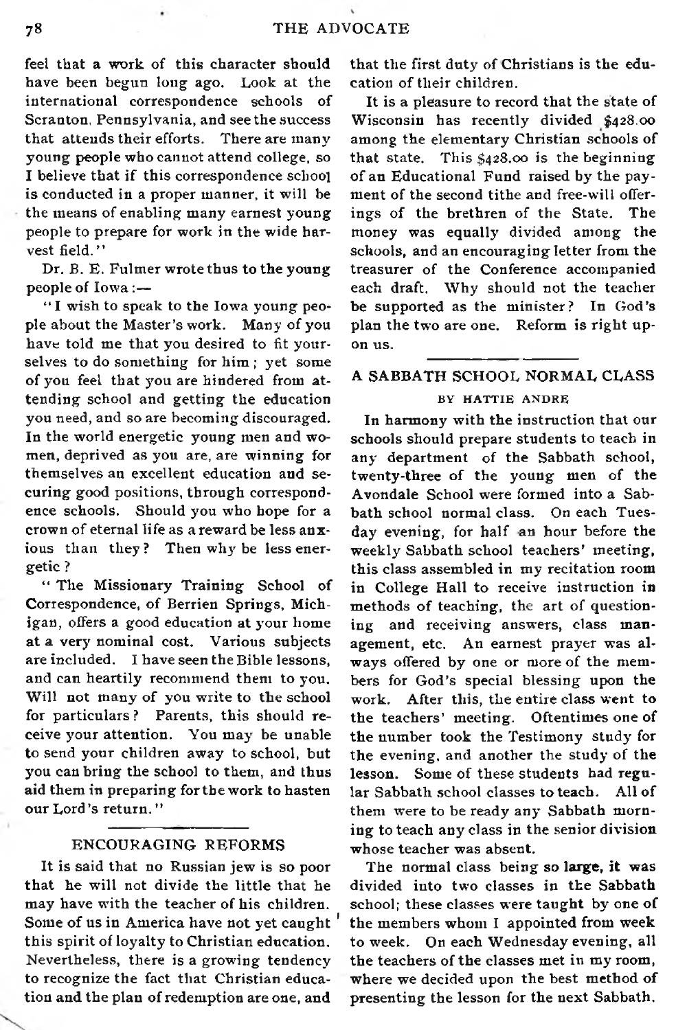feel that a work of this character should have been begun long ago. Look at the international correspondence schools of Scranton, Pennsylvania, and see the success that attends their efforts. There are many young people who cannot attend college, so I believe that if this correspondence school is conducted in a proper manner, it will be the means of enabling many earnest young people to prepare for work in the wide harvest field."

Dr. B. E. Fulmer wrote thus to the young people of Iowa:—

"I wish to speak to the Iowa young people about the Master's work. Many of you have told me that you desired to fit yourselves to do something for him; yet some of you feel that you are hindered from attending school and getting the education you need, and so are becoming discouraged. In the world energetic young men and women, deprived as you are, are winning for themselves an excellent education and securing good positions, through correspondence schools. Should you who hope for a crown of eternal life as a reward be less anxious than they? Then why be less energetic?

"The Missionary Training School of Correspondence, of Berrien Springs, Michigan, offers a good education at your home at a very nominal cost. Various subjects are included. I have seen the Bible lessons, and can heartily recommend them to you. Will not many of you write to the school for particulars? Parents, this should receive your attention. You may be unable to send your children away to school, but you can bring the school to them, and thus aid them in preparing for the work to hasten our Lord's return."

## ENCOURAGING REFORMS

It is said that no Russian jew is so poor that he will not divide the little that he may have with the teacher of his children. Some of us in America have not yet caught this spirit of loyalty to Christian education. Nevertheless, there is a growing tendency to recognize the fact that Christian education and the plan of redemption are one, and that the first duty of Christians is the education of their children.

It is a pleasure to record that the state of Wisconsin has recently divided $428.00 among the elementary Christian schools of that state. This $428.00 is the beginning of an Educational Fund raised by the payment of the second tithe and free-will offerings of the brethren of the State. The money was equally divided among the schools, and an encouraging letter from the treasurer of the Conference accompanied each draft. Why should not the teacher be supported as the minister? In God's plan the two are one. Reform is right upon us.

## A SABBATH SCHOOL NORMAL CLASS

BY HATTIE ANDRE

In harmony with the instruction that our schools should prepare students to teach in any department of the Sabbath school, twenty-three of the young men of the Avondale School were formed into a Sabbath school normal class. On each Tuesday evening, for half an hour before the weekly Sabbath school teachers' meeting, this class assembled in my recitation room in College Hall to receive instruction in methods of teaching, the art of questioning and receiving answers, class management, etc. An earnest prayer was always offered by one or more of the members for God's special blessing upon the work. After this, the entire class went to the teachers' meeting. Oftentimes one of the number took the Testimony study for the evening, and another the study of the lesson. Some of these students had regular Sabbath school classes to teach. All of them were to be ready any Sabbath morning to teach any class in the senior division whose teacher was absent.

The normal class being so large, it was divided into two classes in the Sabbath school; these classes were taught by one of the members whom I appointed from week to week. On each Wednesday evening, all the teachers of the classes met in my room, where we decided upon the best method of presenting the lesson for the next Sabbath.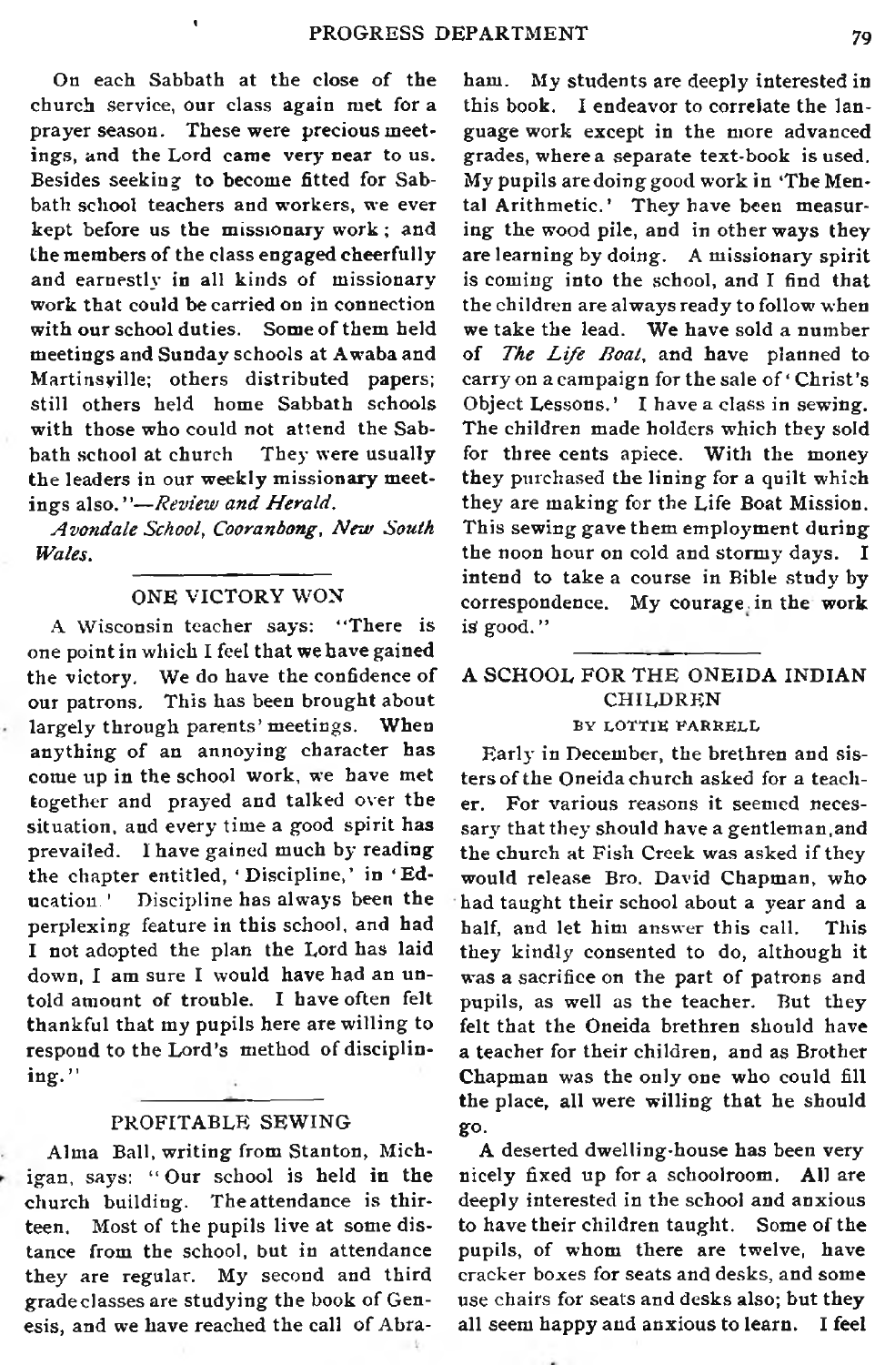On each Sabbath at the close of the church service, our class again met for a prayer season. These were precious meetings, and the Lord came very near to us. Besides seeking to become fitted for Sabbath school teachers and workers, we ever kept before us the missionary work; and the members of the class engaged cheerfully and earnestly in all kinds of missionary work that could be carried on in connection with our school duties. Some of them held meetings and Sunday schools at Awaba and Martinsville; others distributed papers; still others held home Sabbath schools with those who could not attend the Sabbath school at church They were usually the leaders in our weekly missionary meetings also."—*Review and Herald.*

*Avondale School, Cooranbong, New South Wales.*

## ONE VICTORY WON

A Wisconsin teacher says: "There is one point in which I feel that we have gained the victory. We do have the confidence of our patrons. This has been brought about largely through parents' meetings. When anything of an annoying character has come up in the school work, we have met together and prayed and talked over the situation, and every time a good spirit has prevailed. I have gained much by reading the chapter entitled, 'Discipline,' in 'Education.' Discipline has always been the perplexing feature in this school, and had I not adopted the plan the Lord has laid down, I am sure I would have had an untold amount of trouble. I have often felt thankful that my pupils here are willing to respond to the Lord's method of disciplining."

## PROFITABLE SEWING

Alma Ball, writing from Stanton, Michigan, says: "Our school is held in the church building. The attendance is thirteen. Most of the pupils live at some distance from the school, but in attendance they are regular. My second and third grade classes are studying the book of Genesis, and we have reached the call of Abraham. My students are deeply interested in this book. I endeavor to correlate the language work except in the more advanced grades, where a separate text-book is used. My pupils are doing good work in 'The Mental Arithmetic.' They have been measuring the wood pile, and in other ways they are learning by doing. A missionary spirit is coming into the school, and I find that the children are always ready to follow when we take the lead. We have sold a number of *The Life Boat*, and have planned to carry on a campaign for the sale of 'Christ's Object Lessons.' I have a class in sewing. The children made holders which they sold for three cents apiece. With the money they purchased the lining for a quilt which they are making for the Life Boat Mission. This sewing gave them employment during the noon hour on cold and stormy days. I intend to take a course in Bible study by correspondence. My courage in the work is good."

## A SCHOOL FOR THE ONEIDA INDIAN CHILDREN

BY LOTTIE FARRELL

Early in December, the brethren and sisters of the Oneida church asked for a teacher. For various reasons it seemed necessary that they should have a gentleman, and the church at Fish Creek was asked if they would release Bro. David Chapman, who had taught their school about a year and a half, and let him answer this call. This they kindly consented to do, although it was a sacrifice on the part of patrons and pupils, as well as the teacher. But they felt that the Oneida brethren should have a teacher for their children, and as Brother Chapman was the only one who could fill the place, all were willing that he should go.

A deserted dwelling-house has been very nicely fixed up for a schoolroom. All are deeply interested in the school and anxious to have their children taught. Some of the pupils, of whom there are twelve, have cracker boxes for seats and desks, and some use chairs for seats and desks also; but they all seem happy and anxious to learn. I feel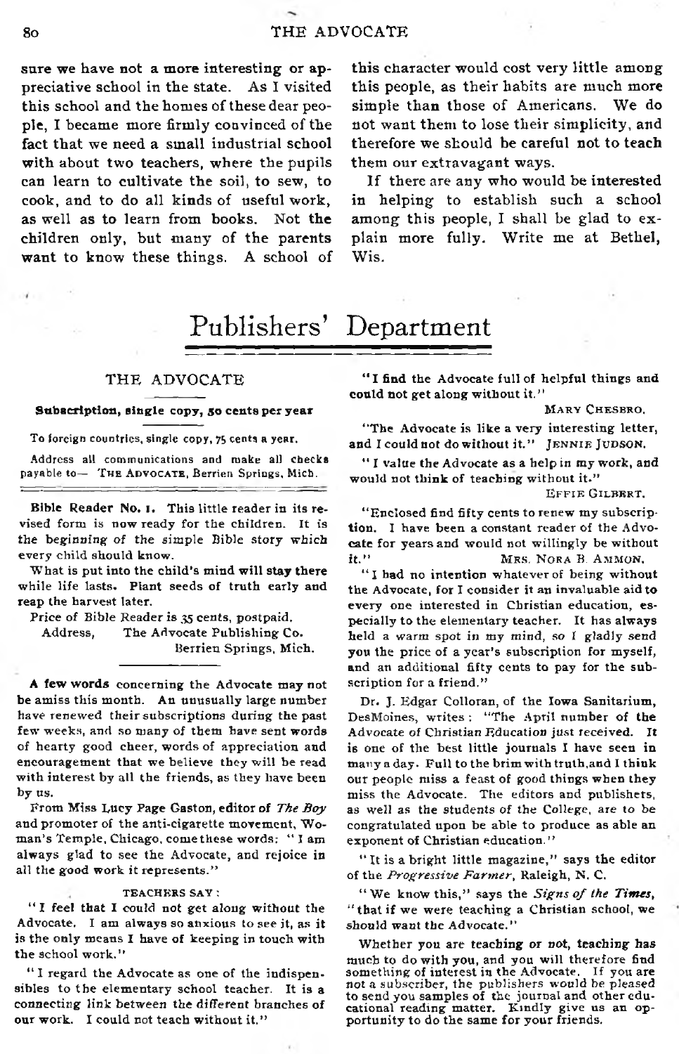sure we have not a more interesting or appreciative school in the state. As I visited this school and the homes of these dear people, I became more firmly convinced of the fact that we need a small industrial school with about two teachers, where the pupils can learn to cultivate the soil, to sew, to cook, and to do all kinds of useful work, as well as to learn from books. Not the children only, but many of the parents want to know these things. A school of this character would cost very little among this people, as their habits are much more simple than those of Americans. We do not want them to lose their simplicity, and therefore we should be careful not to teach them our extravagant ways.

If there are any who would be interested in helping to establish such a school among this people, I shall be glad to explain more fully. Write me at Bethel, Wis.

# Publishers' Department

## THE ADVOCATE

**Subscription, single copy, 50 cents per year**

To foreign countries, single copy, 75 cents a year.

Address all communications and make all checks payable to— THE ADVOCATE, Berrien Springs, Mich.

**Bible Reader No. 1.** This little reader in its revised form is now ready for the children. It is the beginning of the simple Bible story which every child should know.

What is put into the child's mind will stay there while life lasts. Plant seeds of truth early and reap the harvest later.

Price of Bible Reader is 35 cents, postpaid.
Address, The Advocate Publishing Co.
Berrien Springs, Mich.

**A few words** concerning the Advocate may not be amiss this month. An unusually large number have renewed their subscriptions during the past few weeks, and so many of them have sent words of hearty good cheer, words of appreciation and encouragement that we believe they will be read with interest by all the friends, as they have been by us.

From Miss Lucy Page Gaston, editor of *The Boy* and promoter of the anti-cigarette movement, Woman's Temple, Chicago, come these words: "I am always glad to see the Advocate, and rejoice in all the good work it represents."

TEACHERS SAY:

"I feel that I could not get along without the Advocate. I am always so anxious to see it, as it is the only means I have of keeping in touch with the school work."

"I regard the Advocate as one of the indispensibles to the elementary school teacher. It is a connecting link between the different branches of our work. I could not teach without it."

"I find the Advocate full of helpful things and could not get along without it."

MARY CHESBRO.

"The Advocate is like a very interesting letter, and I could not do without it." JENNIE JUDSON.

"I value the Advocate as a help in my work, and would not think of teaching without it."

EFFIE GILBERT.

"Enclosed find fifty cents to renew my subscription. I have been a constant reader of the Advocate for years and would not willingly be without it." MRS. NORA B. AMMON.

"I had no intention whatever of being without the Advocate, for I consider it an invaluable aid to every one interested in Christian education, especially to the elementary teacher. It has always held a warm spot in my mind, so I gladly send you the price of a year's subscription for myself, and an additional fifty cents to pay for the subscription for a friend."

Dr. J. Edgar Colloran, of the Iowa Sanitarium, DesMoines, writes: "The April number of the Advocate of Christian Education just received. It is one of the best little journals I have seen in many a day. Full to the brim with truth, and I think our people miss a feast of good things when they miss the Advocate. The editors and publishers, as well as the students of the College, are to be congratulated upon be able to produce as able an exponent of Christian education."

"It is a bright little magazine," says the editor of the *Progressive Farmer*, Raleigh, N. C.

"We know this," says the *Signs of the Times*, "that if we were teaching a Christian school, we should want the Advocate."

Whether you are teaching or not, teaching has much to do with you, and you will therefore find something of interest in the Advocate. If you are not a subscriber, the publishers would be pleased to send you samples of the journal and other educational reading matter. Kindly give us an opportunity to do the same for your friends.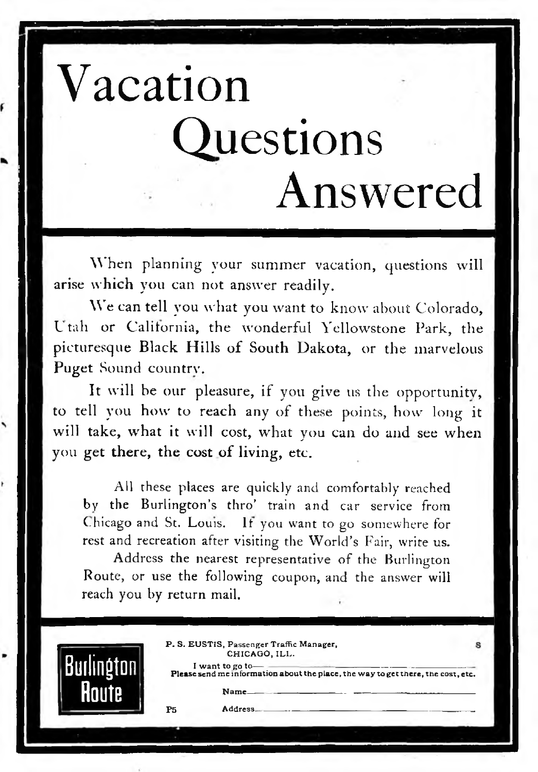# Vacation Questions Answered

When planning your summer vacation, questions will arise which you can not answer readily.

We can tell you what you want to know about Colorado, Utah or California, the wonderful Yellowstone Park, the picturesque Black Hills of South Dakota, or the marvelous Puget Sound country.

It will be our pleasure, if you give us the opportunity, to tell you how to reach any of these points, how long it will take, what it will cost, what you can do and see when you get there, the cost of living, etc.

All these places are quickly and comfortably reached by the Burlington's thro' train and car service from Chicago and St. Louis. If you want to go somewhere for rest and recreation after visiting the World's Fair, write us.

Address the nearest representative of the Burlington Route, or use the following coupon, and the answer will reach you by return mail.

**Burlington Route**

P. S. EUSTIS, Passenger Traffic Manager, CHICAGO, ILL. S

I want to go to—

Please send me information about the place, the way to get there, the cost, etc.

Name

P5 Address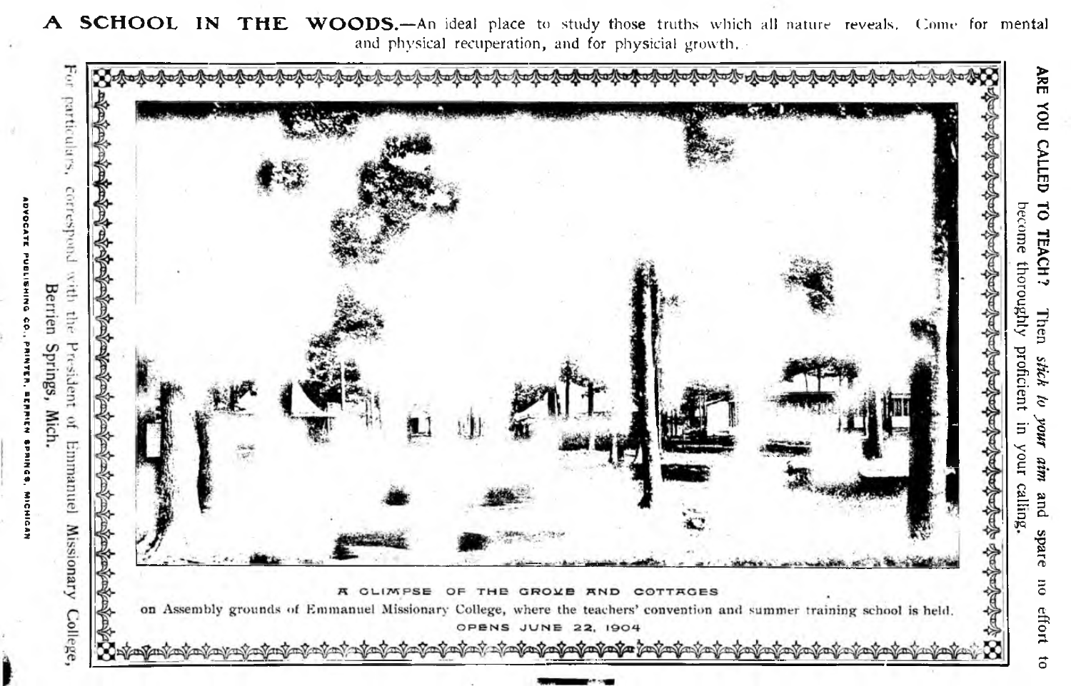**A SCHOOL IN THE WOODS.**—An ideal place to study those truths which all nature reveals. Come for mental and physical recuperation, and for physicial growth.

For particulars, correspond with the President of Emmanuel Missionary College, Berrien Springs, Mich.

A GLIMPSE OF THE GROVE AND COTTAGES

on Assembly grounds of Emmanuel Missionary College, where the teachers' convention and summer training school is held.

OPENS JUNE 22, 1904

**ARE YOU CALLED TO TEACH?** Then *stick to your aim* and spare no effort to become thoroughly proficient in your calling.

ADVOCATE PUBLISHING CO., PRINTER, BERRIEN SPRINGS, MICHIGAN